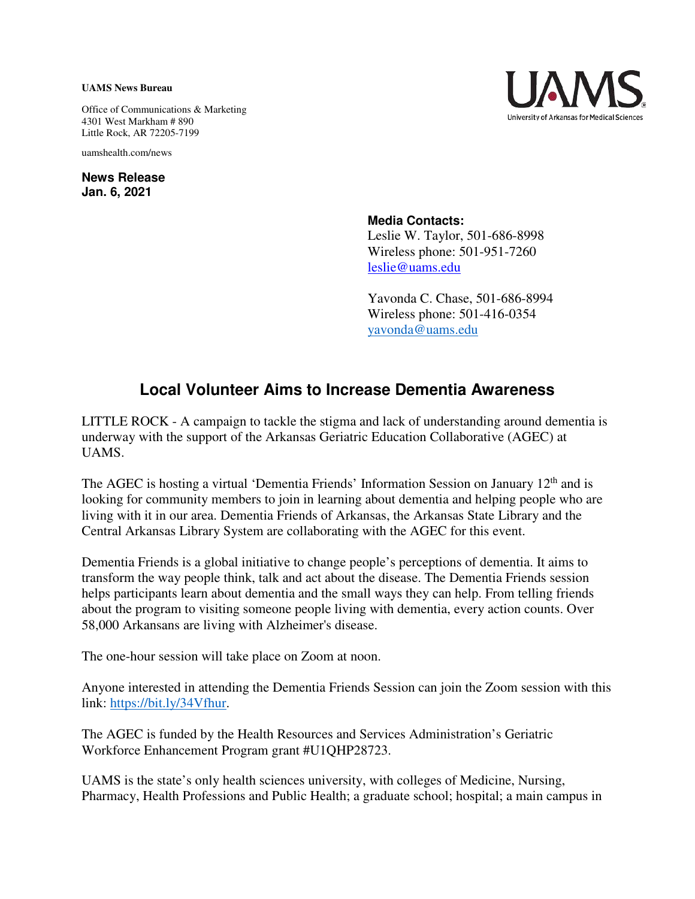**UAMS News Bureau**

Office of Communications & Marketing
4301 West Markham # 890
Little Rock, AR 72205-7199

uamshealth.com/news

**News Release**
**Jan. 6, 2021**

UAMS
University of Arkansas for Medical Sciences

**Media Contacts:**
Leslie W. Taylor, 501-686-8998
Wireless phone: 501-951-7260
leslie@uams.edu

Yavonda C. Chase, 501-686-8994
Wireless phone: 501-416-0354
yavonda@uams.edu

# Local Volunteer Aims to Increase Dementia Awareness

LITTLE ROCK - A campaign to tackle the stigma and lack of understanding around dementia is underway with the support of the Arkansas Geriatric Education Collaborative (AGEC) at UAMS.

The AGEC is hosting a virtual 'Dementia Friends' Information Session on January 12th and is looking for community members to join in learning about dementia and helping people who are living with it in our area. Dementia Friends of Arkansas, the Arkansas State Library and the Central Arkansas Library System are collaborating with the AGEC for this event.

Dementia Friends is a global initiative to change people's perceptions of dementia. It aims to transform the way people think, talk and act about the disease. The Dementia Friends session helps participants learn about dementia and the small ways they can help. From telling friends about the program to visiting someone people living with dementia, every action counts. Over 58,000 Arkansans are living with Alzheimer's disease.

The one-hour session will take place on Zoom at noon.

Anyone interested in attending the Dementia Friends Session can join the Zoom session with this link: https://bit.ly/34Vfhur.

The AGEC is funded by the Health Resources and Services Administration's Geriatric Workforce Enhancement Program grant #U1QHP28723.

UAMS is the state's only health sciences university, with colleges of Medicine, Nursing, Pharmacy, Health Professions and Public Health; a graduate school; hospital; a main campus in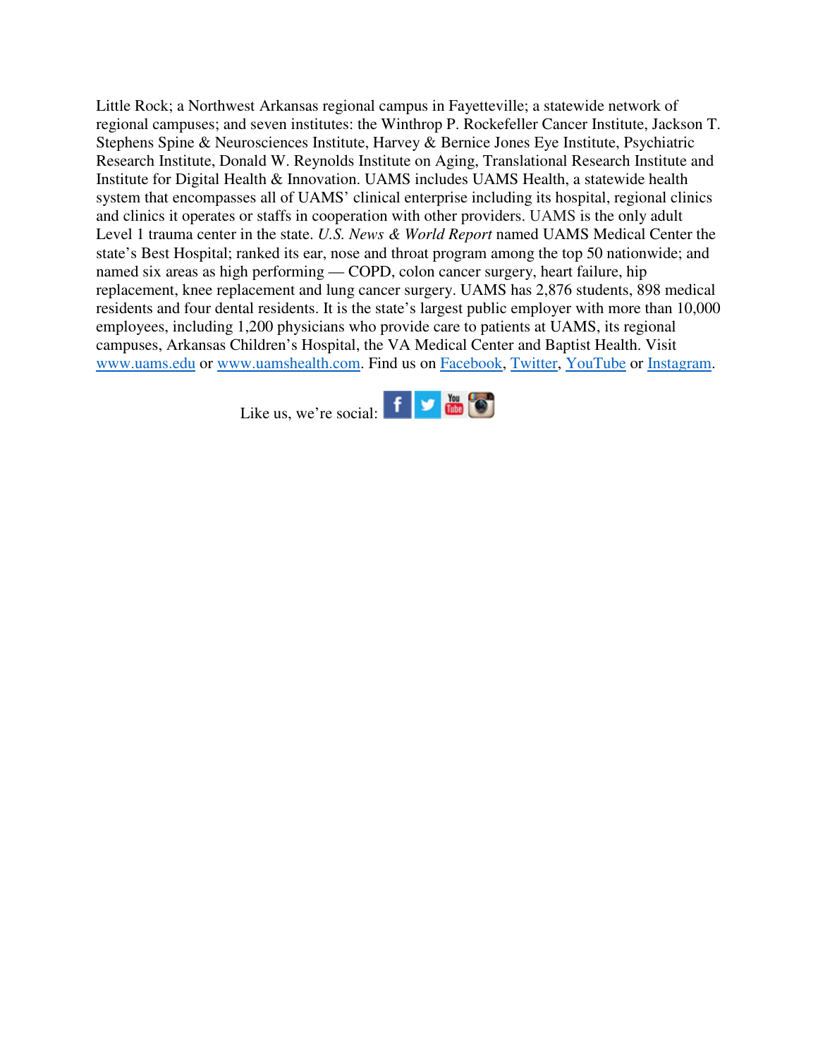Little Rock; a Northwest Arkansas regional campus in Fayetteville; a statewide network of regional campuses; and seven institutes: the Winthrop P. Rockefeller Cancer Institute, Jackson T. Stephens Spine & Neurosciences Institute, Harvey & Bernice Jones Eye Institute, Psychiatric Research Institute, Donald W. Reynolds Institute on Aging, Translational Research Institute and Institute for Digital Health & Innovation. UAMS includes UAMS Health, a statewide health system that encompasses all of UAMS' clinical enterprise including its hospital, regional clinics and clinics it operates or staffs in cooperation with other providers. UAMS is the only adult Level 1 trauma center in the state. *U.S. News & World Report* named UAMS Medical Center the state's Best Hospital; ranked its ear, nose and throat program among the top 50 nationwide; and named six areas as high performing — COPD, colon cancer surgery, heart failure, hip replacement, knee replacement and lung cancer surgery. UAMS has 2,876 students, 898 medical residents and four dental residents. It is the state's largest public employer with more than 10,000 employees, including 1,200 physicians who provide care to patients at UAMS, its regional campuses, Arkansas Children's Hospital, the VA Medical Center and Baptist Health. Visit [www.uams.edu](http://www.uams.edu) or [www.uamshealth.com](http://www.uamshealth.com). Find us on Facebook, Twitter, YouTube or Instagram.

Like us, we're social: